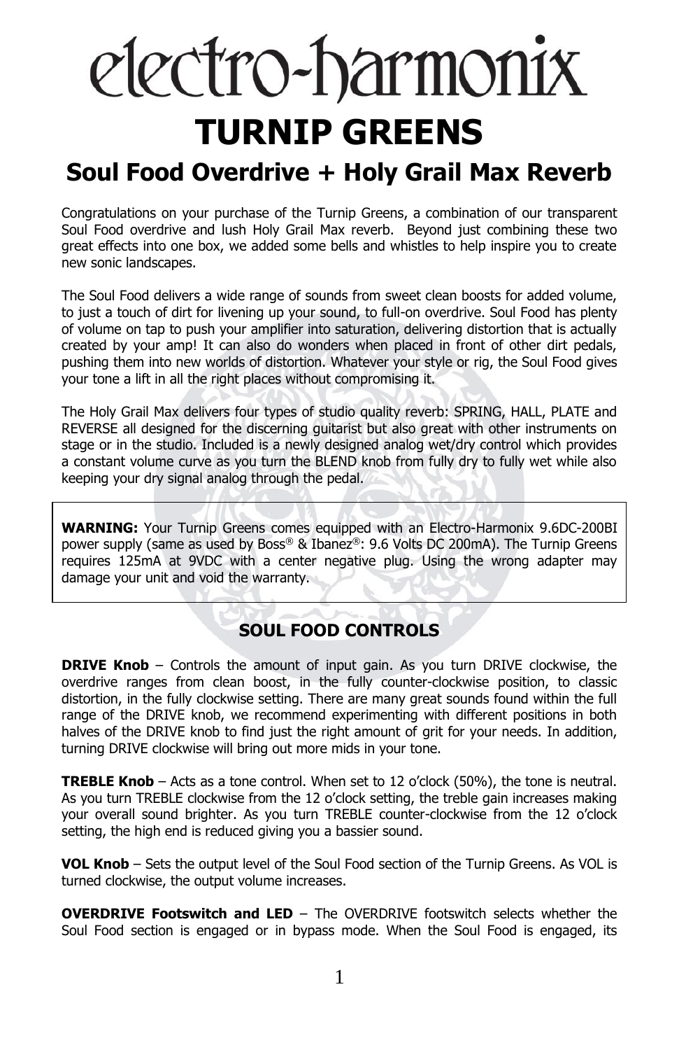# electro-harmonix

# TURNIP GREENS

## Soul Food Overdrive + Holy Grail Max Reverb

Congratulations on your purchase of the Turnip Greens, a combination of our transparent Soul Food overdrive and lush Holy Grail Max reverb. Beyond just combining these two great effects into one box, we added some bells and whistles to help inspire you to create new sonic landscapes.

The Soul Food delivers a wide range of sounds from sweet clean boosts for added volume, to just a touch of dirt for livening up your sound, to full-on overdrive. Soul Food has plenty of volume on tap to push your amplifier into saturation, delivering distortion that is actually created by your amp! It can also do wonders when placed in front of other dirt pedals, pushing them into new worlds of distortion. Whatever your style or rig, the Soul Food gives your tone a lift in all the right places without compromising it.

The Holy Grail Max delivers four types of studio quality reverb: SPRING, HALL, PLATE and REVERSE all designed for the discerning guitarist but also great with other instruments on stage or in the studio. Included is a newly designed analog wet/dry control which provides a constant volume curve as you turn the BLEND knob from fully dry to fully wet while also keeping your dry signal analog through the pedal.

**WARNING:** Your Turnip Greens comes equipped with an Electro-Harmonix 9.6DC-200BI power supply (same as used by Boss® & Ibanez®: 9.6 Volts DC 200mA). The Turnip Greens requires 125mA at 9VDC with a center negative plug. Using the wrong adapter may damage your unit and void the warranty.

### SOUL FOOD CONTROLS

**DRIVE Knob** – Controls the amount of input gain. As you turn DRIVE clockwise, the overdrive ranges from clean boost, in the fully counter-clockwise position, to classic distortion, in the fully clockwise setting. There are many great sounds found within the full range of the DRIVE knob, we recommend experimenting with different positions in both halves of the DRIVE knob to find just the right amount of grit for your needs. In addition, turning DRIVE clockwise will bring out more mids in your tone.

**TREBLE Knob** – Acts as a tone control. When set to 12 o'clock (50%), the tone is neutral. As you turn TREBLE clockwise from the 12 o'clock setting, the treble gain increases making your overall sound brighter. As you turn TREBLE counter-clockwise from the 12 o'clock setting, the high end is reduced giving you a bassier sound.

**VOL Knob** – Sets the output level of the Soul Food section of the Turnip Greens. As VOL is turned clockwise, the output volume increases.

**OVERDRIVE Footswitch and LED** – The OVERDRIVE footswitch selects whether the Soul Food section is engaged or in bypass mode. When the Soul Food is engaged, its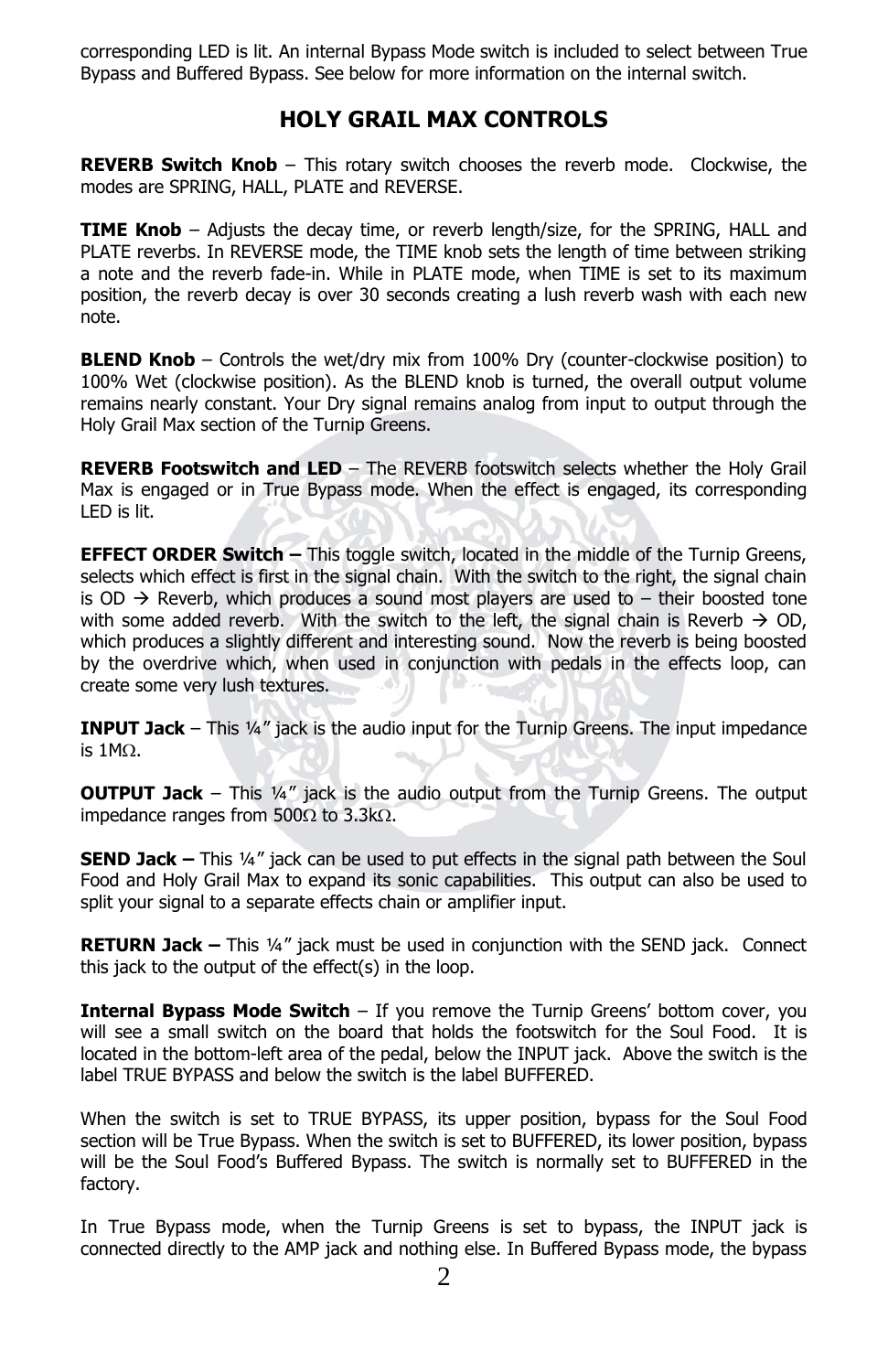corresponding LED is lit. An internal Bypass Mode switch is included to select between True Bypass and Buffered Bypass. See below for more information on the internal switch.

## HOLY GRAIL MAX CONTROLS

**REVERB Switch Knob** – This rotary switch chooses the reverb mode. Clockwise, the modes are SPRING, HALL, PLATE and REVERSE.

**TIME Knob** – Adjusts the decay time, or reverb length/size, for the SPRING, HALL and PLATE reverbs. In REVERSE mode, the TIME knob sets the length of time between striking a note and the reverb fade-in. While in PLATE mode, when TIME is set to its maximum position, the reverb decay is over 30 seconds creating a lush reverb wash with each new note.

**BLEND Knob** – Controls the wet/dry mix from 100% Dry (counter-clockwise position) to 100% Wet (clockwise position). As the BLEND knob is turned, the overall output volume remains nearly constant. Your Dry signal remains analog from input to output through the Holy Grail Max section of the Turnip Greens.

**REVERB Footswitch and LED** – The REVERB footswitch selects whether the Holy Grail Max is engaged or in True Bypass mode. When the effect is engaged, its corresponding LED is lit.

**EFFECT ORDER Switch –** This toggle switch, located in the middle of the Turnip Greens, selects which effect is first in the signal chain. With the switch to the right, the signal chain is OD → Reverb, which produces a sound most players are used to – their boosted tone with some added reverb. With the switch to the left, the signal chain is Reverb → OD, which produces a slightly different and interesting sound. Now the reverb is being boosted by the overdrive which, when used in conjunction with pedals in the effects loop, can create some very lush textures.

**INPUT Jack** – This ¼" jack is the audio input for the Turnip Greens. The input impedance is 1MΩ.

**OUTPUT Jack** – This ¼" jack is the audio output from the Turnip Greens. The output impedance ranges from 500Ω to 3.3kΩ.

**SEND Jack –** This ¼" jack can be used to put effects in the signal path between the Soul Food and Holy Grail Max to expand its sonic capabilities. This output can also be used to split your signal to a separate effects chain or amplifier input.

**RETURN Jack –** This ¼" jack must be used in conjunction with the SEND jack. Connect this jack to the output of the effect(s) in the loop.

**Internal Bypass Mode Switch** – If you remove the Turnip Greens' bottom cover, you will see a small switch on the board that holds the footswitch for the Soul Food. It is located in the bottom-left area of the pedal, below the INPUT jack. Above the switch is the label TRUE BYPASS and below the switch is the label BUFFERED.

When the switch is set to TRUE BYPASS, its upper position, bypass for the Soul Food section will be True Bypass. When the switch is set to BUFFERED, its lower position, bypass will be the Soul Food's Buffered Bypass. The switch is normally set to BUFFERED in the factory.

In True Bypass mode, when the Turnip Greens is set to bypass, the INPUT jack is connected directly to the AMP jack and nothing else. In Buffered Bypass mode, the bypass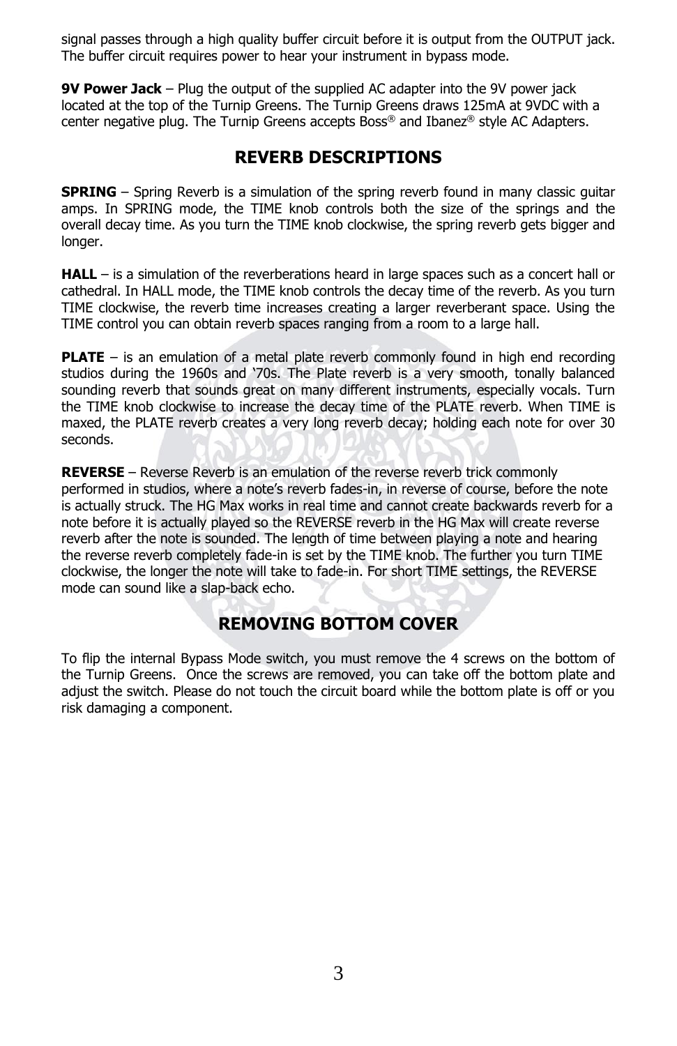signal passes through a high quality buffer circuit before it is output from the OUTPUT jack. The buffer circuit requires power to hear your instrument in bypass mode.

**9V Power Jack** – Plug the output of the supplied AC adapter into the 9V power jack located at the top of the Turnip Greens. The Turnip Greens draws 125mA at 9VDC with a center negative plug. The Turnip Greens accepts Boss® and Ibanez® style AC Adapters.

## REVERB DESCRIPTIONS

**SPRING** – Spring Reverb is a simulation of the spring reverb found in many classic guitar amps. In SPRING mode, the TIME knob controls both the size of the springs and the overall decay time. As you turn the TIME knob clockwise, the spring reverb gets bigger and longer.

**HALL** – is a simulation of the reverberations heard in large spaces such as a concert hall or cathedral. In HALL mode, the TIME knob controls the decay time of the reverb. As you turn TIME clockwise, the reverb time increases creating a larger reverberant space. Using the TIME control you can obtain reverb spaces ranging from a room to a large hall.

**PLATE** – is an emulation of a metal plate reverb commonly found in high end recording studios during the 1960s and '70s. The Plate reverb is a very smooth, tonally balanced sounding reverb that sounds great on many different instruments, especially vocals. Turn the TIME knob clockwise to increase the decay time of the PLATE reverb. When TIME is maxed, the PLATE reverb creates a very long reverb decay; holding each note for over 30 seconds.

**REVERSE** – Reverse Reverb is an emulation of the reverse reverb trick commonly performed in studios, where a note's reverb fades-in, in reverse of course, before the note is actually struck. The HG Max works in real time and cannot create backwards reverb for a note before it is actually played so the REVERSE reverb in the HG Max will create reverse reverb after the note is sounded. The length of time between playing a note and hearing the reverse reverb completely fade-in is set by the TIME knob. The further you turn TIME clockwise, the longer the note will take to fade-in. For short TIME settings, the REVERSE mode can sound like a slap-back echo.

## REMOVING BOTTOM COVER

To flip the internal Bypass Mode switch, you must remove the 4 screws on the bottom of the Turnip Greens. Once the screws are removed, you can take off the bottom plate and adjust the switch. Please do not touch the circuit board while the bottom plate is off or you risk damaging a component.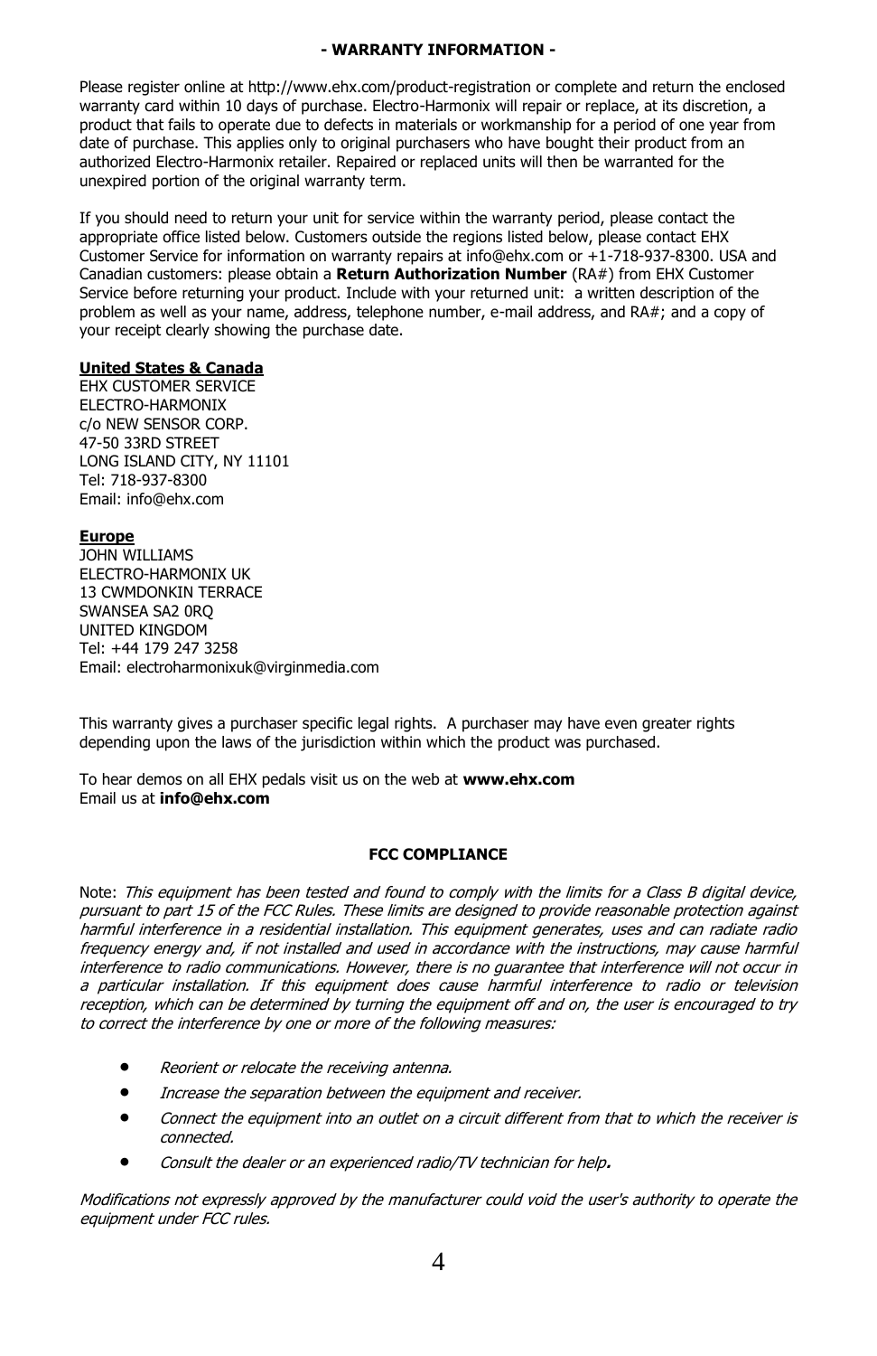## - WARRANTY INFORMATION -

Please register online at http://www.ehx.com/product-registration or complete and return the enclosed warranty card within 10 days of purchase. Electro-Harmonix will repair or replace, at its discretion, a product that fails to operate due to defects in materials or workmanship for a period of one year from date of purchase. This applies only to original purchasers who have bought their product from an authorized Electro-Harmonix retailer. Repaired or replaced units will then be warranted for the unexpired portion of the original warranty term.

If you should need to return your unit for service within the warranty period, please contact the appropriate office listed below. Customers outside the regions listed below, please contact EHX Customer Service for information on warranty repairs at info@ehx.com or +1-718-937-8300. USA and Canadian customers: please obtain a **Return Authorization Number** (RA#) from EHX Customer Service before returning your product. Include with your returned unit: a written description of the problem as well as your name, address, telephone number, e-mail address, and RA#; and a copy of your receipt clearly showing the purchase date.

**United States & Canada**
EHX CUSTOMER SERVICE
ELECTRO-HARMONIX
c/o NEW SENSOR CORP.
47-50 33RD STREET
LONG ISLAND CITY, NY 11101
Tel: 718-937-8300
Email: info@ehx.com

**Europe**
JOHN WILLIAMS
ELECTRO-HARMONIX UK
13 CWMDONKIN TERRACE
SWANSEA SA2 0RQ
UNITED KINGDOM
Tel: +44 179 247 3258
Email: electroharmonixuk@virginmedia.com

This warranty gives a purchaser specific legal rights. A purchaser may have even greater rights depending upon the laws of the jurisdiction within which the product was purchased.

To hear demos on all EHX pedals visit us on the web at **www.ehx.com**
Email us at **info@ehx.com**

## FCC COMPLIANCE

Note: *This equipment has been tested and found to comply with the limits for a Class B digital device, pursuant to part 15 of the FCC Rules. These limits are designed to provide reasonable protection against harmful interference in a residential installation. This equipment generates, uses and can radiate radio frequency energy and, if not installed and used in accordance with the instructions, may cause harmful interference to radio communications. However, there is no guarantee that interference will not occur in a particular installation. If this equipment does cause harmful interference to radio or television reception, which can be determined by turning the equipment off and on, the user is encouraged to try to correct the interference by one or more of the following measures:*

- *Reorient or relocate the receiving antenna.*
- *Increase the separation between the equipment and receiver.*
- *Connect the equipment into an outlet on a circuit different from that to which the receiver is connected.*
- *Consult the dealer or an experienced radio/TV technician for help.*

*Modifications not expressly approved by the manufacturer could void the user's authority to operate the equipment under FCC rules.*